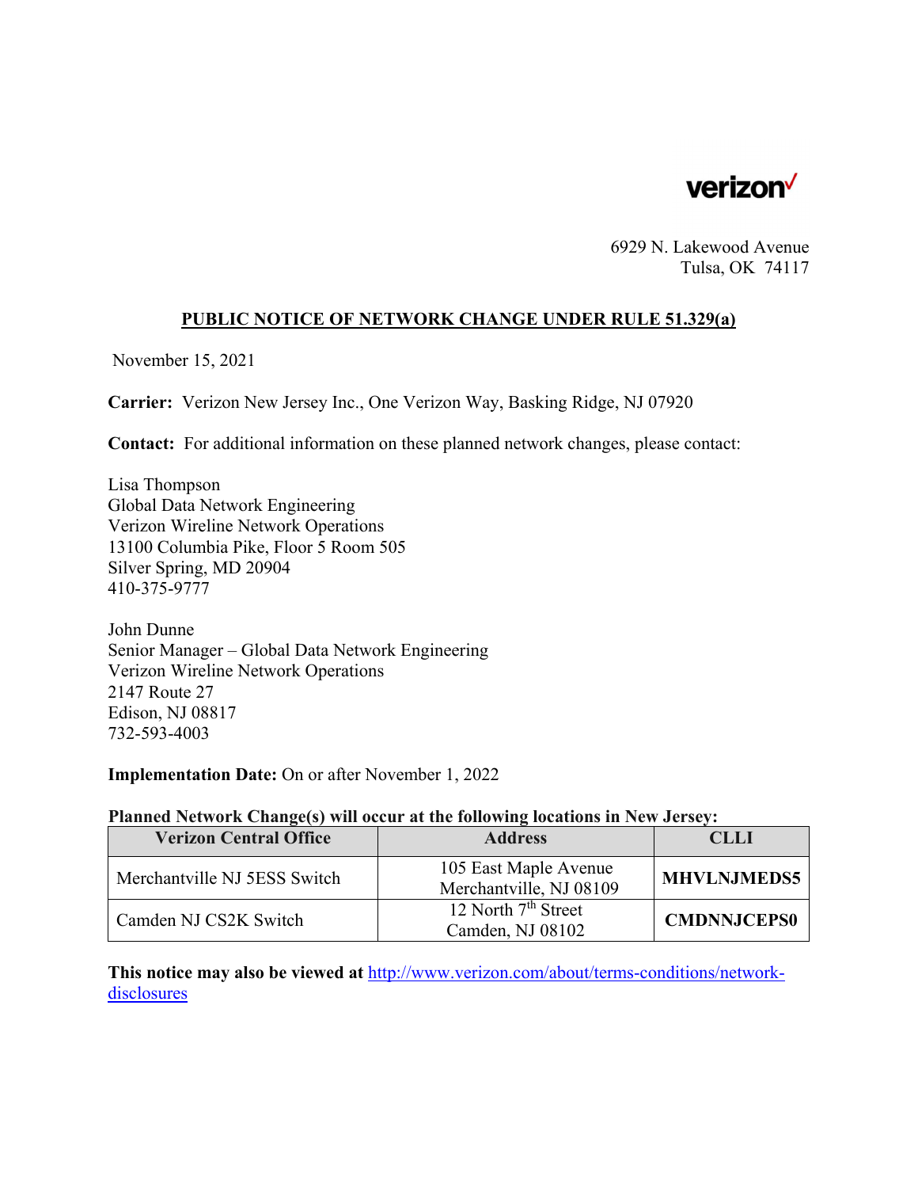verizon✓

6929 N. Lakewood Avenue
Tulsa, OK 74117

## PUBLIC NOTICE OF NETWORK CHANGE UNDER RULE 51.329(a)

November 15, 2021

**Carrier:** Verizon New Jersey Inc., One Verizon Way, Basking Ridge, NJ 07920

**Contact:** For additional information on these planned network changes, please contact:

Lisa Thompson
Global Data Network Engineering
Verizon Wireline Network Operations
13100 Columbia Pike, Floor 5 Room 505
Silver Spring, MD 20904
410-375-9777

John Dunne
Senior Manager – Global Data Network Engineering
Verizon Wireline Network Operations
2147 Route 27
Edison, NJ 08817
732-593-4003

**Implementation Date:** On or after November 1, 2022

**Planned Network Change(s) will occur at the following locations in New Jersey:**

| Verizon Central Office | Address | CLLI |
|---|---|---|
| Merchantville NJ 5ESS Switch | 105 East Maple Avenue Merchantville, NJ 08109 | **MHVLNJMEDS5** |
| Camden NJ CS2K Switch | 12 North 7th Street Camden, NJ 08102 | **CMDNNJCEPS0** |

**This notice may also be viewed at** [http://www.verizon.com/about/terms-conditions/network-disclosures](http://www.verizon.com/about/terms-conditions/network-disclosures)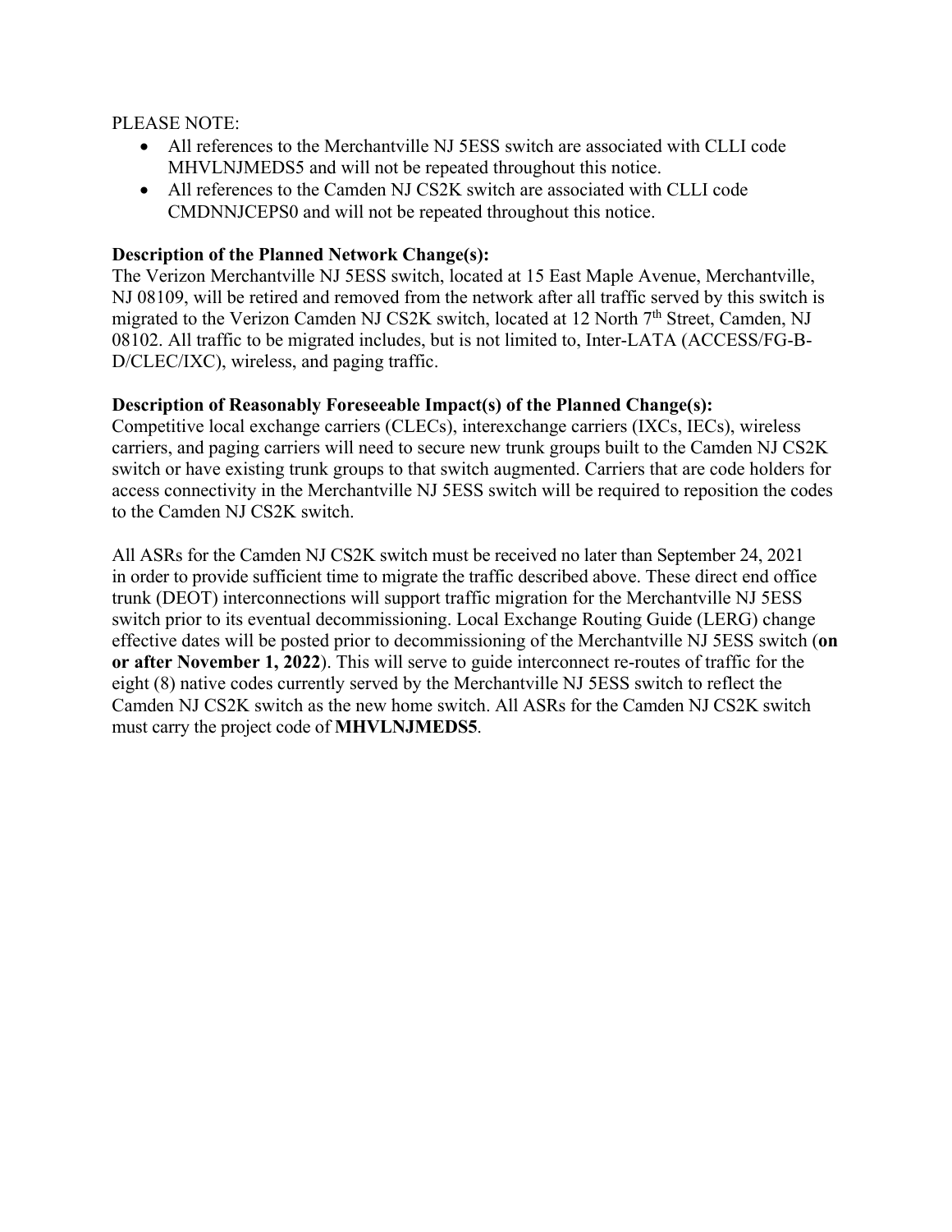PLEASE NOTE:

- All references to the Merchantville NJ 5ESS switch are associated with CLLI code MHVLNJMEDS5 and will not be repeated throughout this notice.
- All references to the Camden NJ CS2K switch are associated with CLLI code CMDNNJCEPS0 and will not be repeated throughout this notice.

**Description of the Planned Network Change(s):**
The Verizon Merchantville NJ 5ESS switch, located at 15 East Maple Avenue, Merchantville, NJ 08109, will be retired and removed from the network after all traffic served by this switch is migrated to the Verizon Camden NJ CS2K switch, located at 12 North 7th Street, Camden, NJ 08102. All traffic to be migrated includes, but is not limited to, Inter-LATA (ACCESS/FG-B-D/CLEC/IXC), wireless, and paging traffic.

**Description of Reasonably Foreseeable Impact(s) of the Planned Change(s):**
Competitive local exchange carriers (CLECs), interexchange carriers (IXCs, IECs), wireless carriers, and paging carriers will need to secure new trunk groups built to the Camden NJ CS2K switch or have existing trunk groups to that switch augmented. Carriers that are code holders for access connectivity in the Merchantville NJ 5ESS switch will be required to reposition the codes to the Camden NJ CS2K switch.

All ASRs for the Camden NJ CS2K switch must be received no later than September 24, 2021 in order to provide sufficient time to migrate the traffic described above. These direct end office trunk (DEOT) interconnections will support traffic migration for the Merchantville NJ 5ESS switch prior to its eventual decommissioning. Local Exchange Routing Guide (LERG) change effective dates will be posted prior to decommissioning of the Merchantville NJ 5ESS switch (**on or after November 1, 2022**). This will serve to guide interconnect re-routes of traffic for the eight (8) native codes currently served by the Merchantville NJ 5ESS switch to reflect the Camden NJ CS2K switch as the new home switch. All ASRs for the Camden NJ CS2K switch must carry the project code of **MHVLNJMEDS5**.